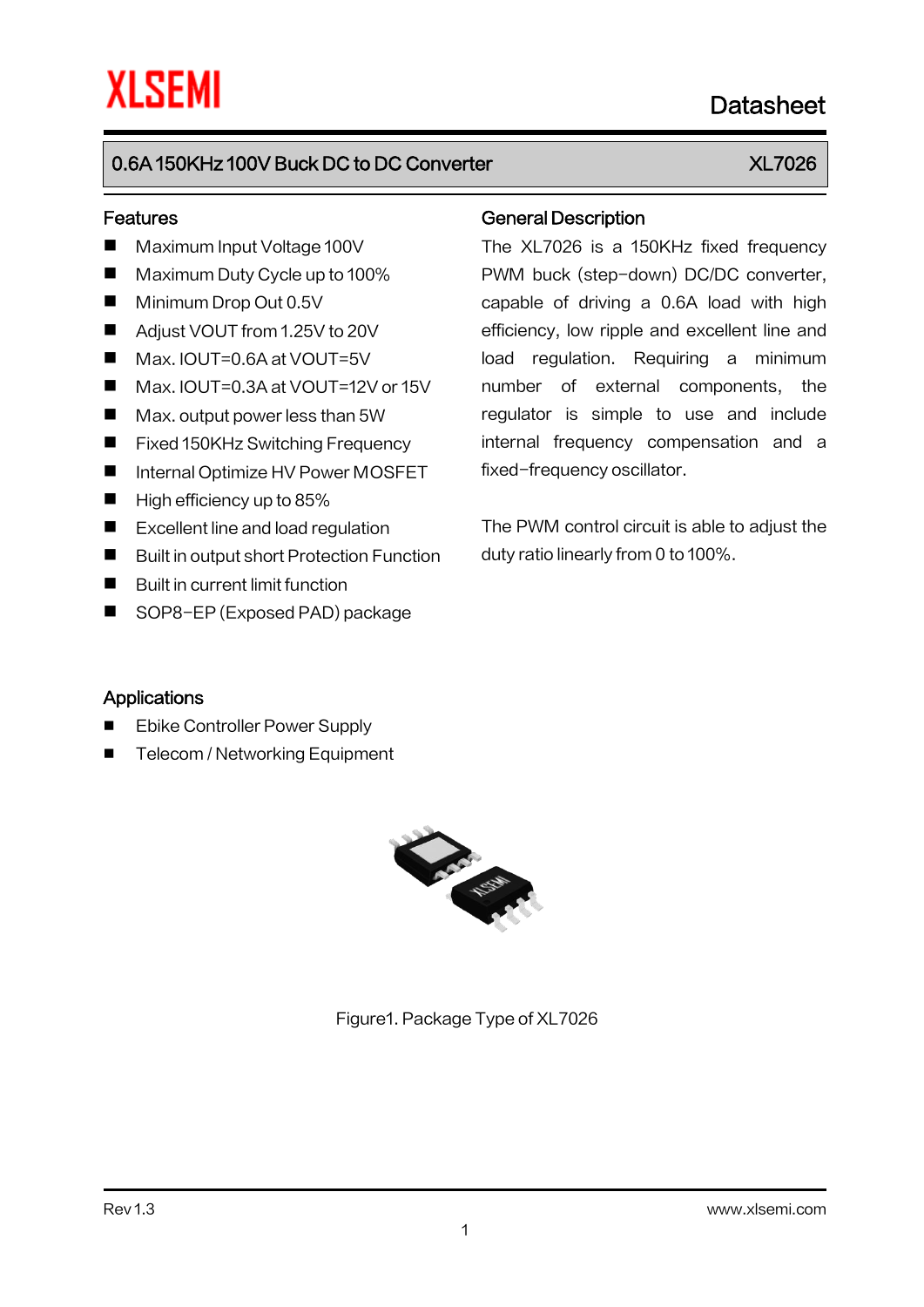XLSEMI

Datasheet

## 0.6A 150KHz 100V Buck DC to DC Converter — XL7026

## Features

- Maximum Input Voltage 100V
- Maximum Duty Cycle up to 100%
- Minimum Drop Out 0.5V
- Adjust VOUT from 1.25V to 20V
- Max. IOUT=0.6A at VOUT=5V
- Max. IOUT=0.3A at VOUT=12V or 15V
- Max. output power less than 5W
- Fixed 150KHz Switching Frequency
- Internal Optimize HV Power MOSFET
- High efficiency up to 85%
- Excellent line and load regulation
- Built in output short Protection Function
- Built in current limit function
- SOP8-EP (Exposed PAD) package

## General Description

The XL7026 is a 150KHz fixed frequency PWM buck (step-down) DC/DC converter, capable of driving a 0.6A load with high efficiency, low ripple and excellent line and load regulation. Requiring a minimum number of external components, the regulator is simple to use and include internal frequency compensation and a fixed-frequency oscillator.

The PWM control circuit is able to adjust the duty ratio linearly from 0 to 100%.

## Applications

- Ebike Controller Power Supply
- Telecom / Networking Equipment

Figure1. Package Type of XL7026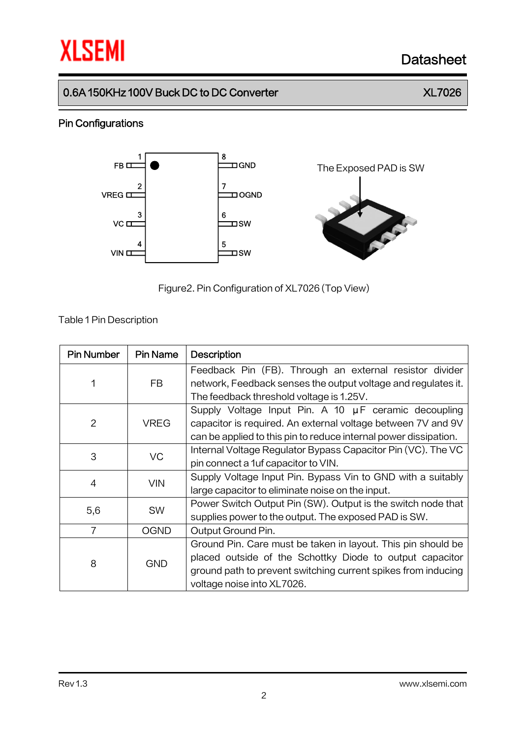## Pin Configurations

Figure2. Pin Configuration of XL7026 (Top View)

Table 1 Pin Description

| Pin Number | Pin Name | Description |
|---|---|---|
| 1 | FB | Feedback Pin (FB). Through an external resistor divider network, Feedback senses the output voltage and regulates it. The feedback threshold voltage is 1.25V. |
| 2 | VREG | Supply Voltage Input Pin. A 10 μF ceramic decoupling capacitor is required. An external voltage between 7V and 9V can be applied to this pin to reduce internal power dissipation. |
| 3 | VC | Internal Voltage Regulator Bypass Capacitor Pin (VC). The VC pin connect a 1uf capacitor to VIN. |
| 4 | VIN | Supply Voltage Input Pin. Bypass Vin to GND with a suitably large capacitor to eliminate noise on the input. |
| 5,6 | SW | Power Switch Output Pin (SW). Output is the switch node that supplies power to the output. The exposed PAD is SW. |
| 7 | OGND | Output Ground Pin. |
| 8 | GND | Ground Pin. Care must be taken in layout. This pin should be placed outside of the Schottky Diode to output capacitor ground path to prevent switching current spikes from inducing voltage noise into XL7026. |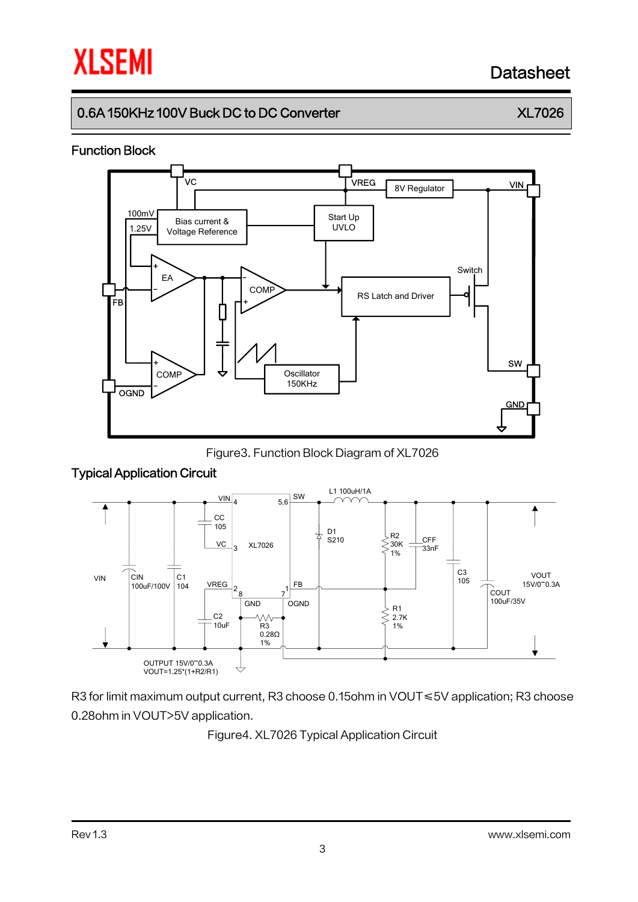## Function Block

Figure3. Function Block Diagram of XL7026

## Typical Application Circuit

R3 for limit maximum output current, R3 choose 0.15ohm in VOUT≤5V application; R3 choose 0.28ohm in VOUT>5V application.

Figure4. XL7026 Typical Application Circuit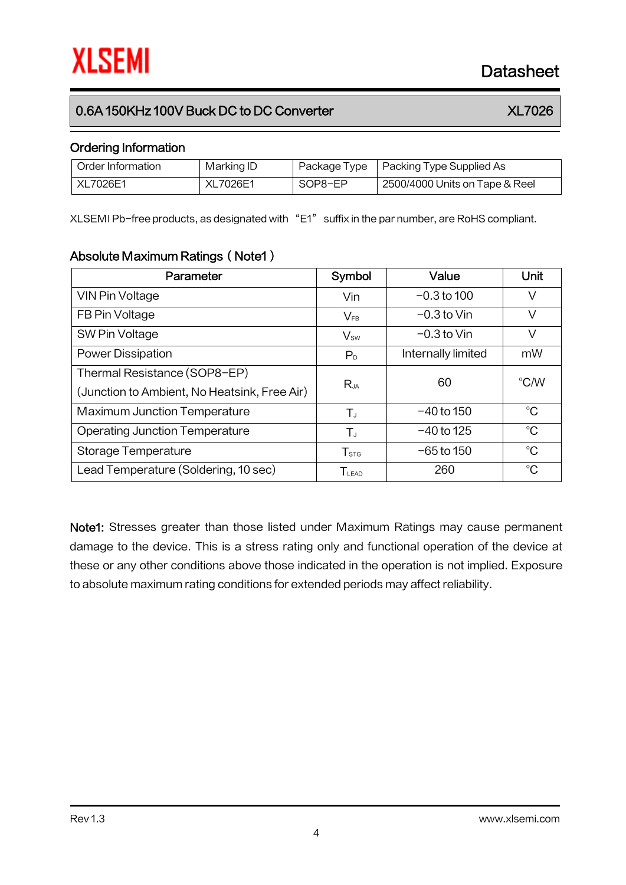## Ordering Information

| Order Information | Marking ID | Package Type | Packing Type Supplied As |
|---|---|---|---|
| XL7026E1 | XL7026E1 | SOP8-EP | 2500/4000 Units on Tape & Reel |

XLSEMI Pb-free products, as designated with "E1" suffix in the par number, are RoHS compliant.

## Absolute Maximum Ratings (Note1)

| Parameter | Symbol | Value | Unit |
|---|---|---|---|
| VIN Pin Voltage | Vin | -0.3 to 100 | V |
| FB Pin Voltage | $V_{FB}$ | -0.3 to Vin | V |
| SW Pin Voltage | $V_{SW}$ | -0.3 to Vin | V |
| Power Dissipation | $P_D$ | Internally limited | mW |
| Thermal Resistance (SOP8-EP) (Junction to Ambient, No Heatsink, Free Air) | $R_{JA}$ | 60 | °C/W |
| Maximum Junction Temperature | $T_J$ | -40 to 150 | °C |
| Operating Junction Temperature | $T_J$ | -40 to 125 | °C |
| Storage Temperature | $T_{STG}$ | -65 to 150 | °C |
| Lead Temperature (Soldering, 10 sec) | $T_{LEAD}$ | 260 | °C |

**Note1:** Stresses greater than those listed under Maximum Ratings may cause permanent damage to the device. This is a stress rating only and functional operation of the device at these or any other conditions above those indicated in the operation is not implied. Exposure to absolute maximum rating conditions for extended periods may affect reliability.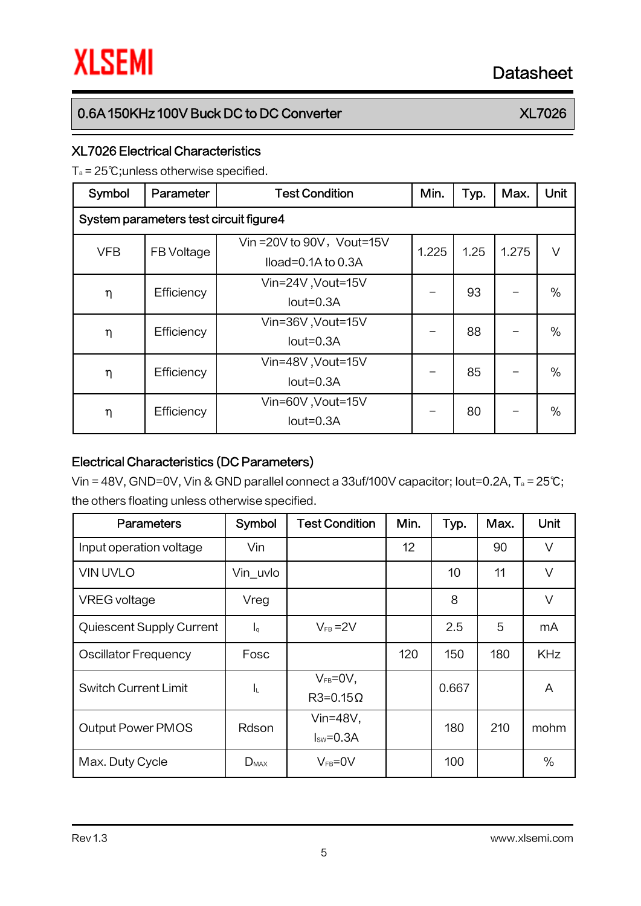## XL7026 Electrical Characteristics

$T_a$ = 25℃;unless otherwise specified.

| Symbol | Parameter | Test Condition | Min. | Typ. | Max. | Unit |
|---|---|---|---|---|---|---|
| System parameters test circuit figure4 | | | | | | |
| VFB | FB Voltage | Vin =20V to 90V，Vout=15V Iload=0.1A to 0.3A | 1.225 | 1.25 | 1.275 | V |
| η | Efficiency | Vin=24V ,Vout=15V Iout=0.3A | – | 93 | – | % |
| η | Efficiency | Vin=36V ,Vout=15V Iout=0.3A | – | 88 | – | % |
| η | Efficiency | Vin=48V ,Vout=15V Iout=0.3A | – | 85 | – | % |
| η | Efficiency | Vin=60V ,Vout=15V Iout=0.3A | – | 80 | – | % |

## Electrical Characteristics (DC Parameters)

Vin = 48V, GND=0V, Vin & GND parallel connect a 33uf/100V capacitor; Iout=0.2A, $T_a$ = 25℃; the others floating unless otherwise specified.

| Parameters | Symbol | Test Condition | Min. | Typ. | Max. | Unit |
|---|---|---|---|---|---|---|
| Input operation voltage | Vin | | 12 | | 90 | V |
| VIN UVLO | Vin_uvlo | | | 10 | 11 | V |
| VREG voltage | Vreg | | | 8 | | V |
| Quiescent Supply Current | $I_q$ | $V_{FB}$ =2V | | 2.5 | 5 | mA |
| Oscillator Frequency | Fosc | | 120 | 150 | 180 | KHz |
| Switch Current Limit | $I_L$ | $V_{FB}$=0V, R3=0.15Ω | | 0.667 | | A |
| Output Power PMOS | Rdson | Vin=48V, $I_{SW}$=0.3A | | 180 | 210 | mohm |
| Max. Duty Cycle | $D_{MAX}$ | $V_{FB}$=0V | | 100 | | % |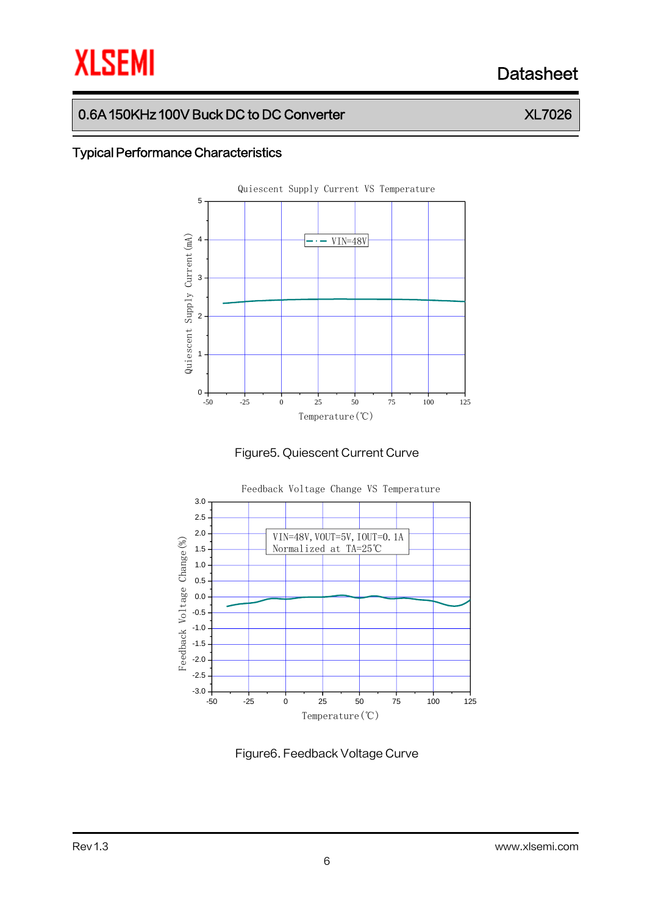## Typical Performance Characteristics

Figure5. Quiescent Current Curve

Figure6. Feedback Voltage Curve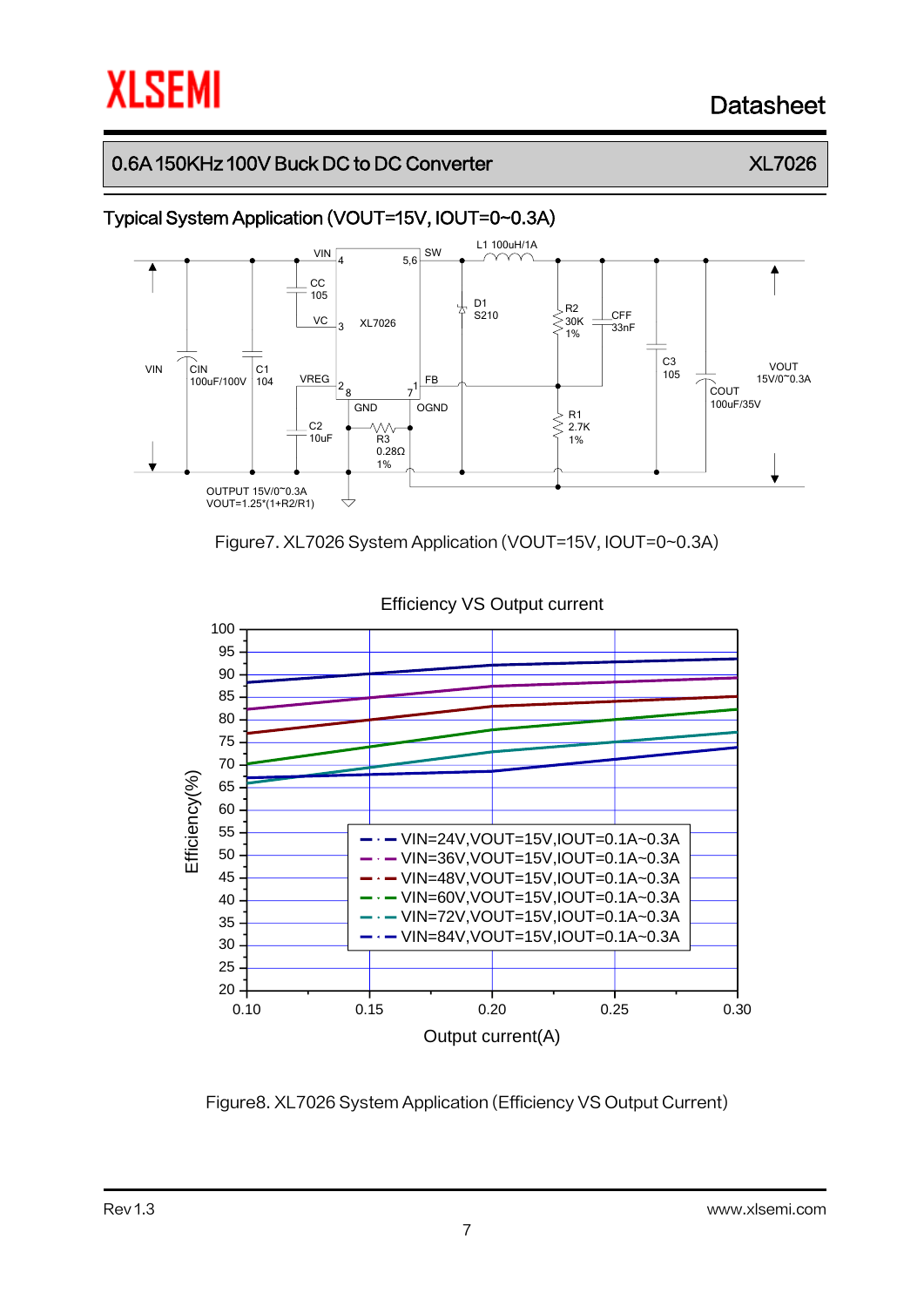## Typical System Application (VOUT=15V, IOUT=0~0.3A)

Figure7. XL7026 System Application (VOUT=15V, IOUT=0~0.3A)

Figure8. XL7026 System Application (Efficiency VS Output Current)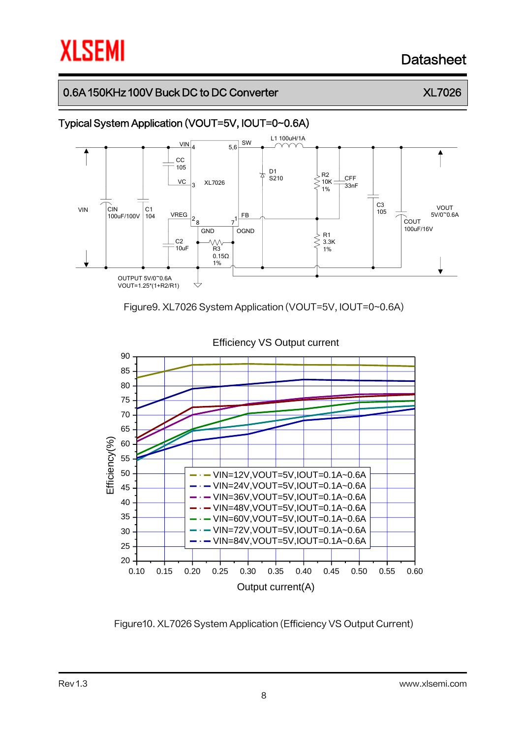## Typical System Application (VOUT=5V, IOUT=0~0.6A)

Figure9. XL7026 System Application (VOUT=5V, IOUT=0~0.6A)

Figure10. XL7026 System Application (Efficiency VS Output Current)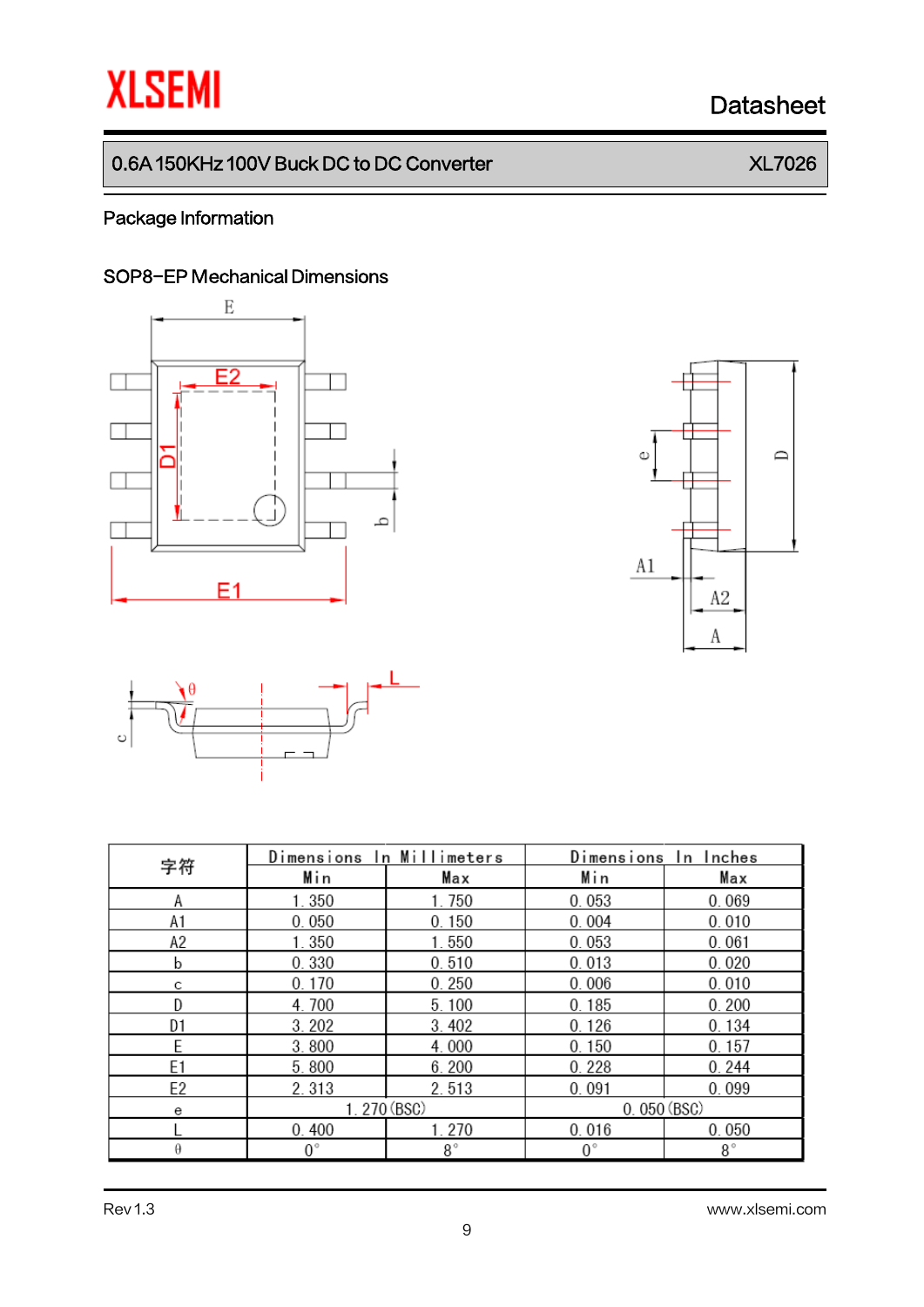## Package Information

### SOP8-EP Mechanical Dimensions

| 字符 | Dimensions In Millimeters | | Dimensions In Inches | |
|---|---|---|---|---|
| | Min | Max | Min | Max |
| A | 1.350 | 1.750 | 0.053 | 0.069 |
| A1 | 0.050 | 0.150 | 0.004 | 0.010 |
| A2 | 1.350 | 1.550 | 0.053 | 0.061 |
| b | 0.330 | 0.510 | 0.013 | 0.020 |
| c | 0.170 | 0.250 | 0.006 | 0.010 |
| D | 4.700 | 5.100 | 0.185 | 0.200 |
| D1 | 3.202 | 3.402 | 0.126 | 0.134 |
| E | 3.800 | 4.000 | 0.150 | 0.157 |
| E1 | 5.800 | 6.200 | 0.228 | 0.244 |
| E2 | 2.313 | 2.513 | 0.091 | 0.099 |
| e | 1.270(BSC) | | 0.050(BSC) | |
| L | 0.400 | 1.270 | 0.016 | 0.050 |
| θ | 0° | 8° | 0° | 8° |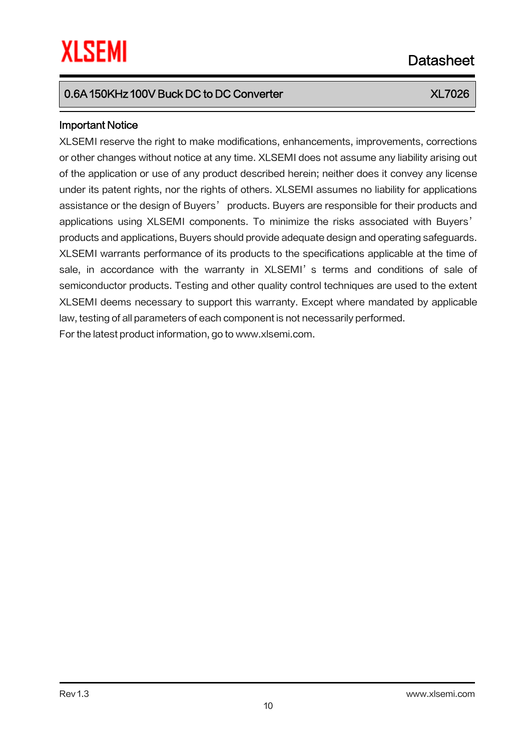## Important Notice

XLSEMI reserve the right to make modifications, enhancements, improvements, corrections or other changes without notice at any time. XLSEMI does not assume any liability arising out of the application or use of any product described herein; neither does it convey any license under its patent rights, nor the rights of others. XLSEMI assumes no liability for applications assistance or the design of Buyers' products. Buyers are responsible for their products and applications using XLSEMI components. To minimize the risks associated with Buyers' products and applications, Buyers should provide adequate design and operating safeguards. XLSEMI warrants performance of its products to the specifications applicable at the time of sale, in accordance with the warranty in XLSEMI's terms and conditions of sale of semiconductor products. Testing and other quality control techniques are used to the extent XLSEMI deems necessary to support this warranty. Except where mandated by applicable law, testing of all parameters of each component is not necessarily performed.

For the latest product information, go to www.xlsemi.com.